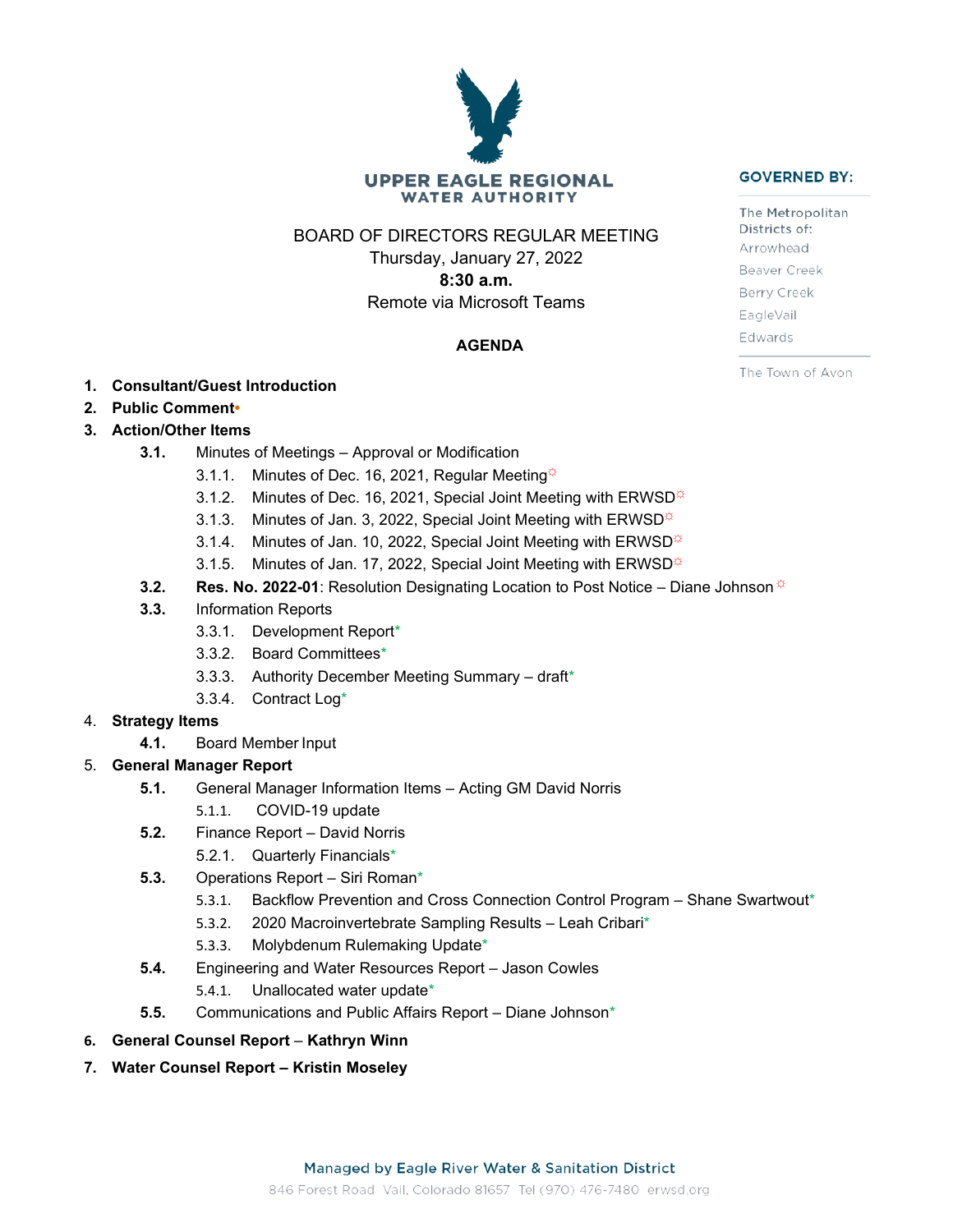# UPPER EAGLE REGIONAL WATER AUTHORITY

**GOVERNED BY:**

The Metropolitan Districts of:
Arrowhead
Beaver Creek
Berry Creek
EagleVail
Edwards

The Town of Avon

BOARD OF DIRECTORS REGULAR MEETING
Thursday, January 27, 2022
**8:30 a.m.**
Remote via Microsoft Teams

## AGENDA

1. **Consultant/Guest Introduction**
2. **Public Comment**•
3. **Action/Other Items**
   - **3.1.** Minutes of Meetings – Approval or Modification
     - 3.1.1. Minutes of Dec. 16, 2021, Regular Meeting☼
     - 3.1.2. Minutes of Dec. 16, 2021, Special Joint Meeting with ERWSD☼
     - 3.1.3. Minutes of Jan. 3, 2022, Special Joint Meeting with ERWSD☼
     - 3.1.4. Minutes of Jan. 10, 2022, Special Joint Meeting with ERWSD☼
     - 3.1.5. Minutes of Jan. 17, 2022, Special Joint Meeting with ERWSD☼
   - **3.2. Res. No. 2022-01**: Resolution Designating Location to Post Notice – Diane Johnson☼
   - **3.3.** Information Reports
     - 3.3.1. Development Report*
     - 3.3.2. Board Committees*
     - 3.3.3. Authority December Meeting Summary – draft*
     - 3.3.4. Contract Log*
4. **Strategy Items**
   - **4.1.** Board Member Input
5. **General Manager Report**
   - **5.1.** General Manager Information Items – Acting GM David Norris
     - 5.1.1. COVID-19 update
   - **5.2.** Finance Report – David Norris
     - 5.2.1. Quarterly Financials*
   - **5.3.** Operations Report – Siri Roman*
     - 5.3.1. Backflow Prevention and Cross Connection Control Program – Shane Swartwout*
     - 5.3.2. 2020 Macroinvertebrate Sampling Results – Leah Cribari*
     - 5.3.3. Molybdenum Rulemaking Update*
   - **5.4.** Engineering and Water Resources Report – Jason Cowles
     - 5.4.1. Unallocated water update*
   - **5.5.** Communications and Public Affairs Report – Diane Johnson*
6. **General Counsel Report – Kathryn Winn**
7. **Water Counsel Report – Kristin Moseley**

Managed by Eagle River Water & Sanitation District
846 Forest Road Vail, Colorado 81657 Tel (970) 476-7480 erwsd.org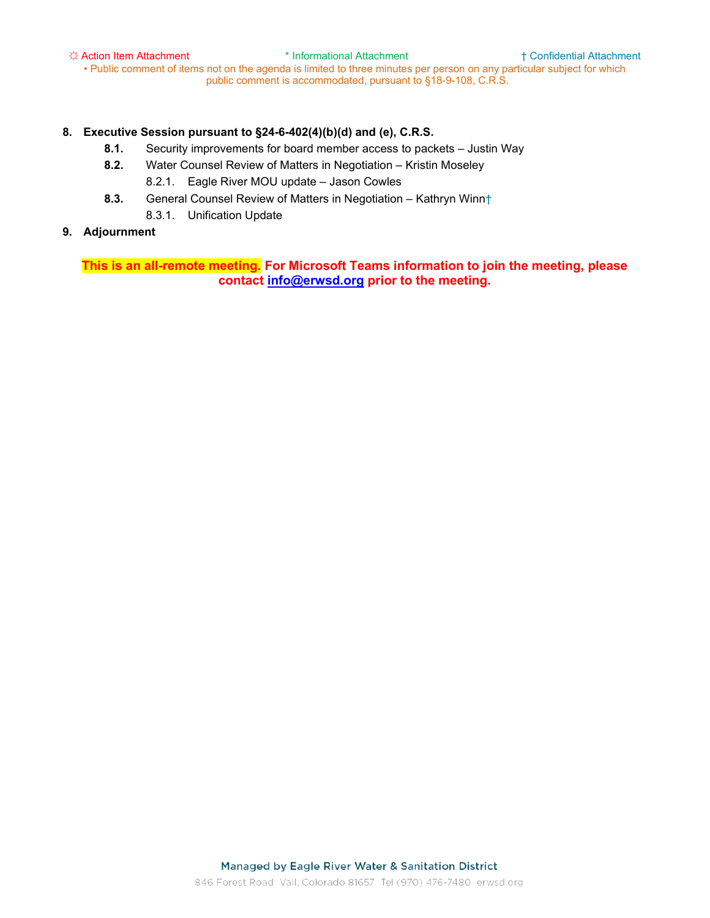☼ Action Item Attachment * Informational Attachment † Confidential Attachment

• Public comment of items not on the agenda is limited to three minutes per person on any particular subject for which public comment is accommodated, pursuant to §18-9-108, C.R.S.

**8. Executive Session pursuant to §24-6-402(4)(b)(d) and (e), C.R.S.**

- **8.1.** Security improvements for board member access to packets – Justin Way
- **8.2.** Water Counsel Review of Matters in Negotiation – Kristin Moseley
  - 8.2.1. Eagle River MOU update – Jason Cowles
- **8.3.** General Counsel Review of Matters in Negotiation – Kathryn Winn†
  - 8.3.1. Unification Update

**9. Adjournment**

**This is an all-remote meeting. For Microsoft Teams information to join the meeting, please contact info@erwsd.org prior to the meeting.**